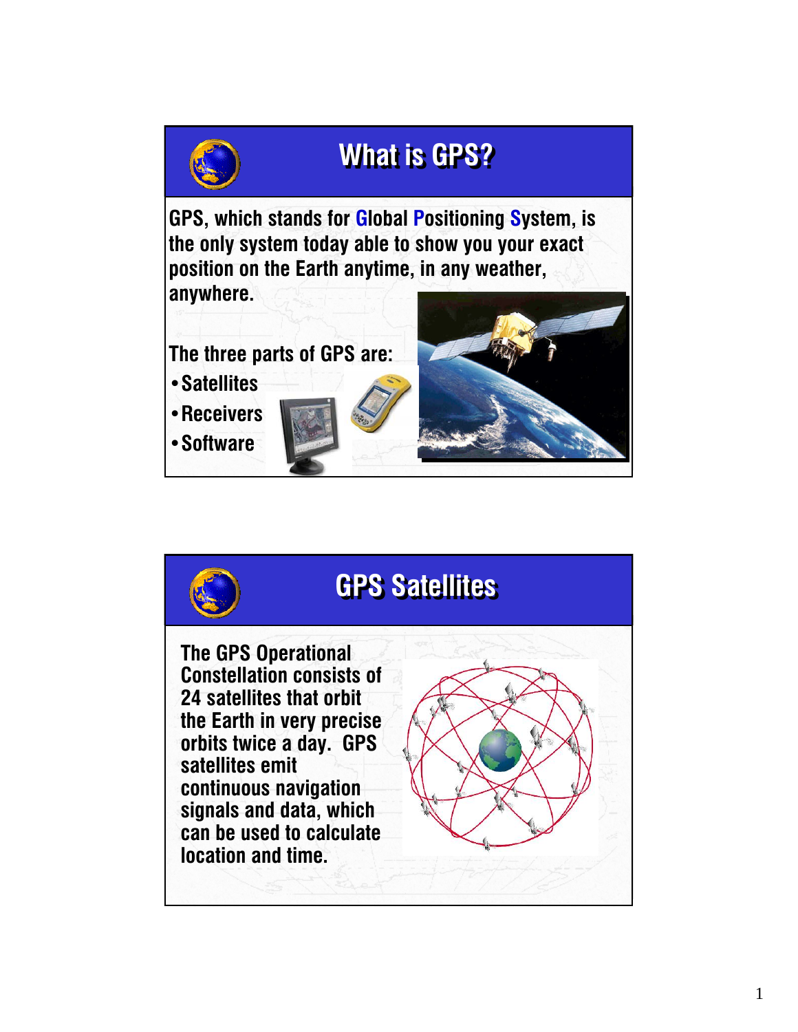# What is GPS?

GPS, which stands for **G**lobal **P**ositioning **S**ystem, is the only system today able to show you your exact position on the Earth anytime, in any weather, anywhere.

The three parts of GPS are:

- Satellites
- Receivers
- Software

# GPS Satellites

The GPS Operational Constellation consists of 24 satellites that orbit the Earth in very precise orbits twice a day. GPS satellites emit continuous navigation signals and data, which can be used to calculate location and time.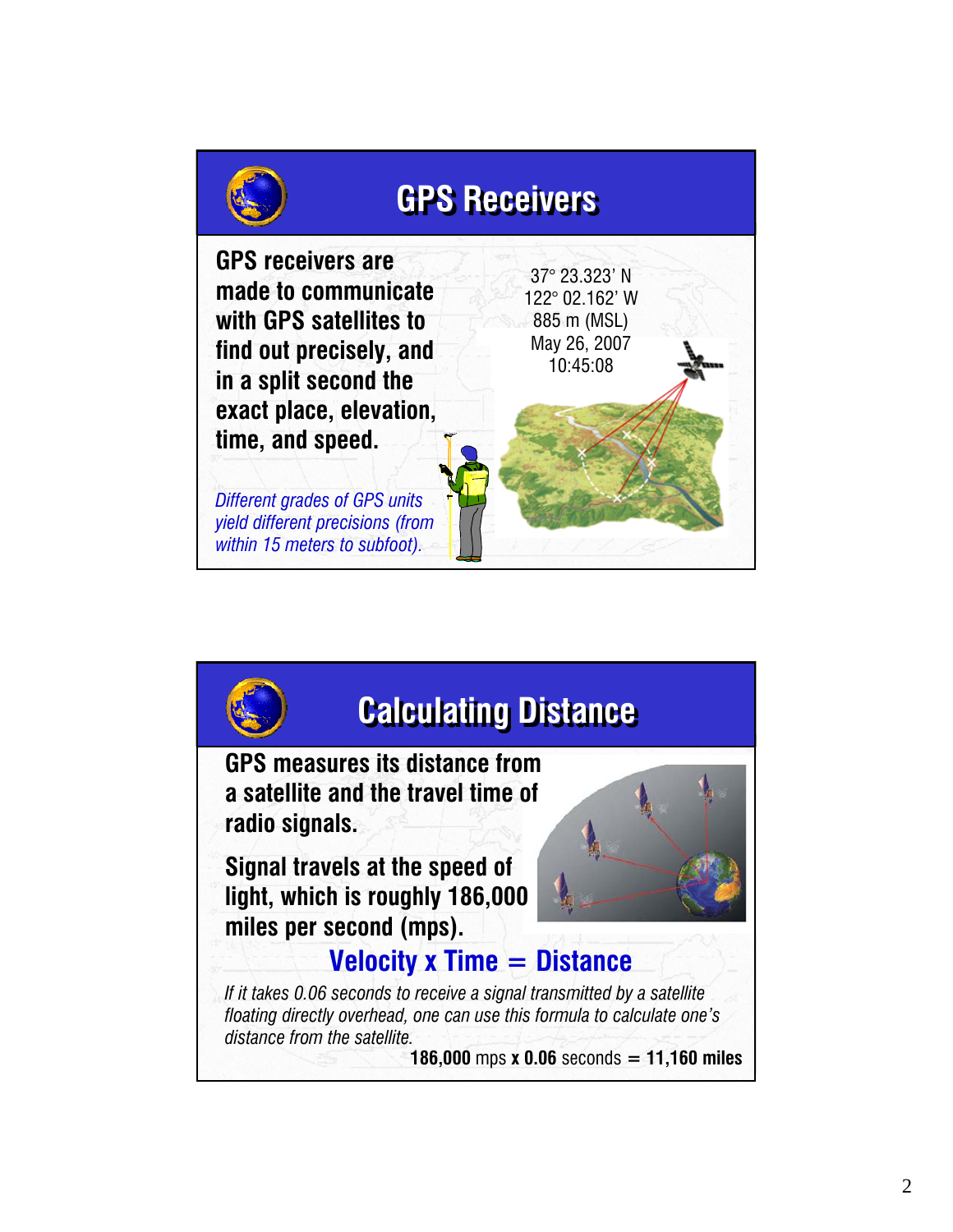## GPS Receivers

**GPS receivers are made to communicate with GPS satellites to find out precisely, and in a split second the exact place, elevation, time, and speed.**

37° 23.323' N
122° 02.162' W
885 m (MSL)
May 26, 2007
10:45:08

*Different grades of GPS units yield different precisions (from within 15 meters to subfoot).*

## Calculating Distance

**GPS measures its distance from a satellite and the travel time of radio signals.**

**Signal travels at the speed of light, which is roughly 186,000 miles per second (mps).**

**Velocity x Time = Distance**

*If it takes 0.06 seconds to receive a signal transmitted by a satellite floating directly overhead, one can use this formula to calculate one's distance from the satellite.*

**186,000** mps **x 0.06** seconds **= 11,160 miles**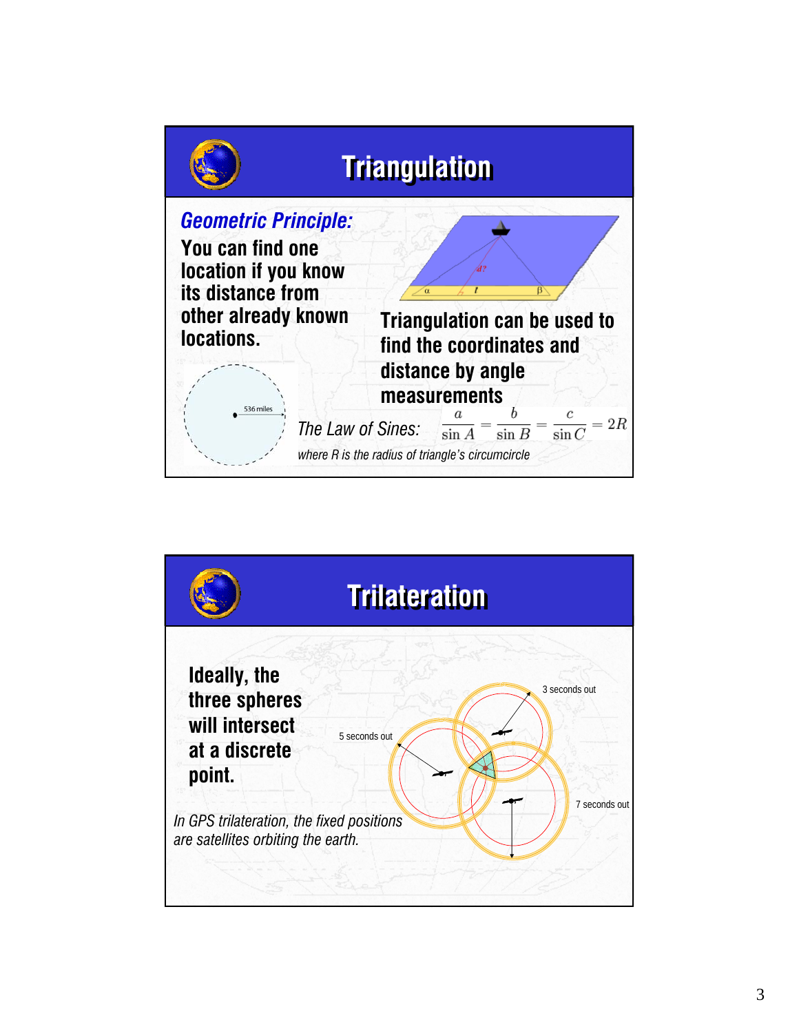# Triangulation

*Geometric Principle:*

**You can find one location if you know its distance from other already known locations.**

536 miles

**Triangulation can be used to find the coordinates and distance by angle measurements**

*The Law of Sines:* $\frac{a}{\sin A} = \frac{b}{\sin B} = \frac{c}{\sin C} = 2R$

*where R is the radius of triangle's circumcircle*

# Trilateration

**Ideally, the three spheres will intersect at a discrete point.**

3 seconds out

5 seconds out

7 seconds out

*In GPS trilateration, the fixed positions are satellites orbiting the earth.*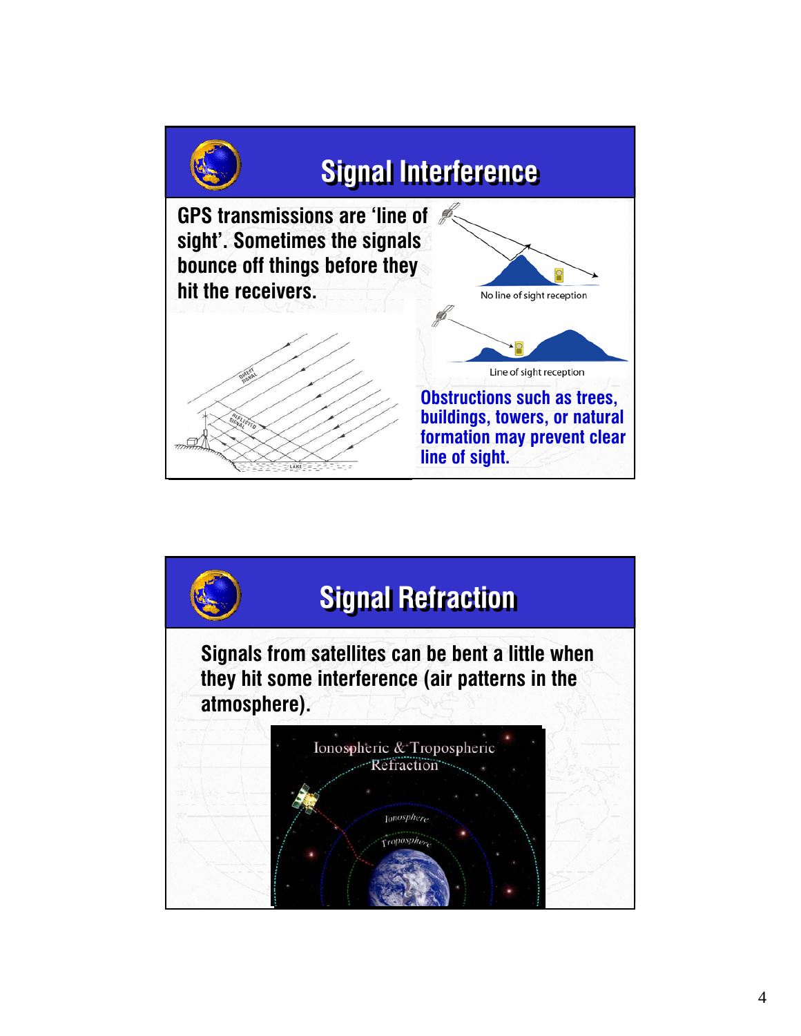## Signal Interference

GPS transmissions are 'line of sight'. Sometimes the signals bounce off things before they hit the receivers.

No line of sight reception

Line of sight reception

Obstructions such as trees, buildings, towers, or natural formation may prevent clear line of sight.

## Signal Refraction

Signals from satellites can be bent a little when they hit some interference (air patterns in the atmosphere).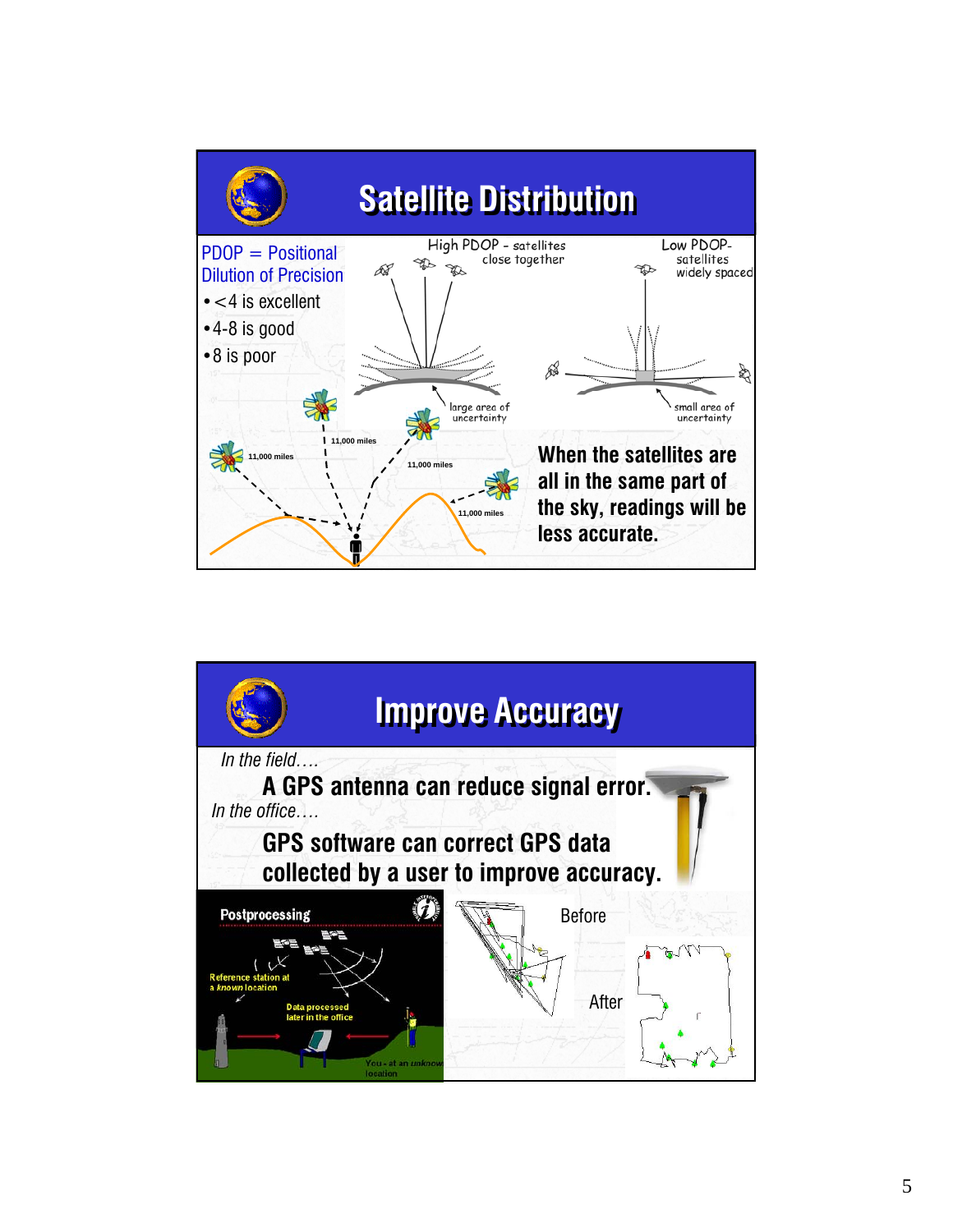## Satellite Distribution

PDOP = Positional Dilution of Precision

- <4 is excellent
- 4-8 is good
- 8 is poor

High PDOP - satellites close together

large area of uncertainty

Low PDOP- satellites widely spaced

small area of uncertainty

11,000 miles

11,000 miles

11,000 miles

11,000 miles

**When the satellites are all in the same part of the sky, readings will be less accurate.**

## Improve Accuracy

*In the field….*

**A GPS antenna can reduce signal error.**

*In the office….*

**GPS software can correct GPS data collected by a user to improve accuracy.**

Postprocessing

Reference station at a known location

Data processed later in the office

You - at an unknown location

Before

After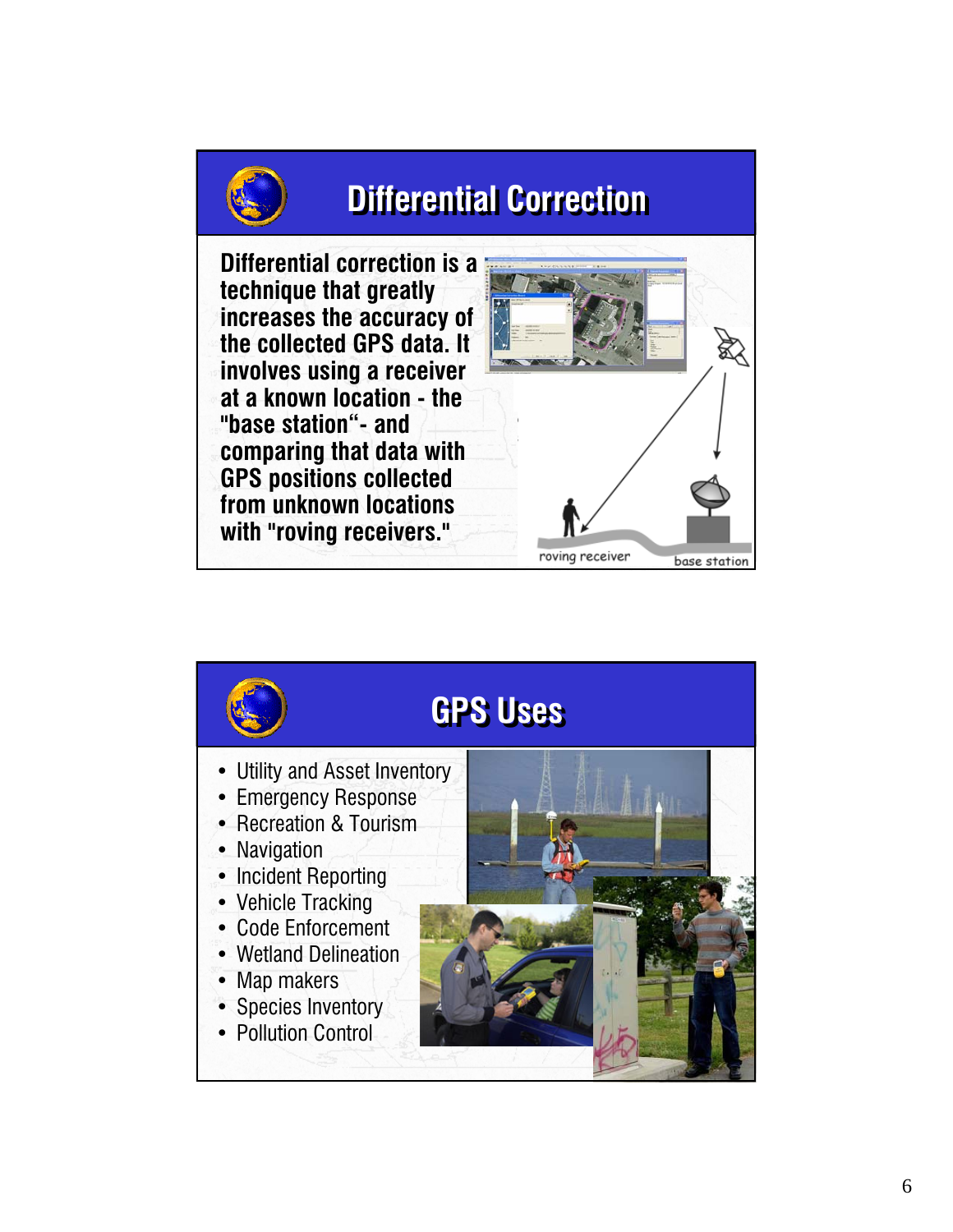## Differential Correction

Differential correction is a technique that greatly increases the accuracy of the collected GPS data. It involves using a receiver at a known location - the "base station"- and comparing that data with GPS positions collected from unknown locations with "roving receivers."

roving receiver

base station

## GPS Uses

- Utility and Asset Inventory
- Emergency Response
- Recreation & Tourism
- Navigation
- Incident Reporting
- Vehicle Tracking
- Code Enforcement
- Wetland Delineation
- Map makers
- Species Inventory
- Pollution Control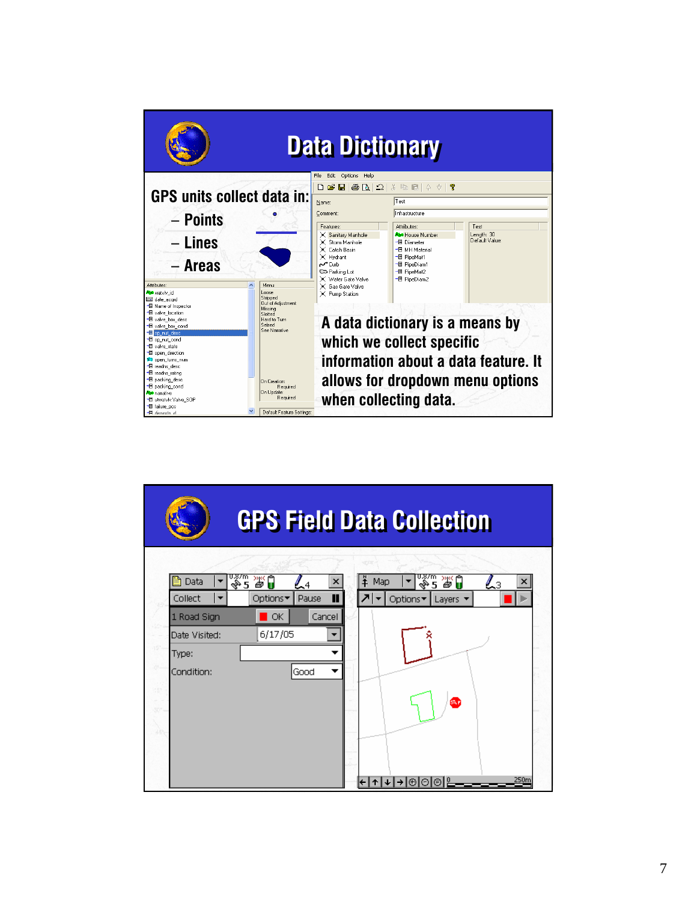## Data Dictionary

GPS units collect data in:

- Points
- Lines
- Areas

A data dictionary is a means by which we collect specific information about a data feature. It allows for dropdown menu options when collecting data.

## GPS Field Data Collection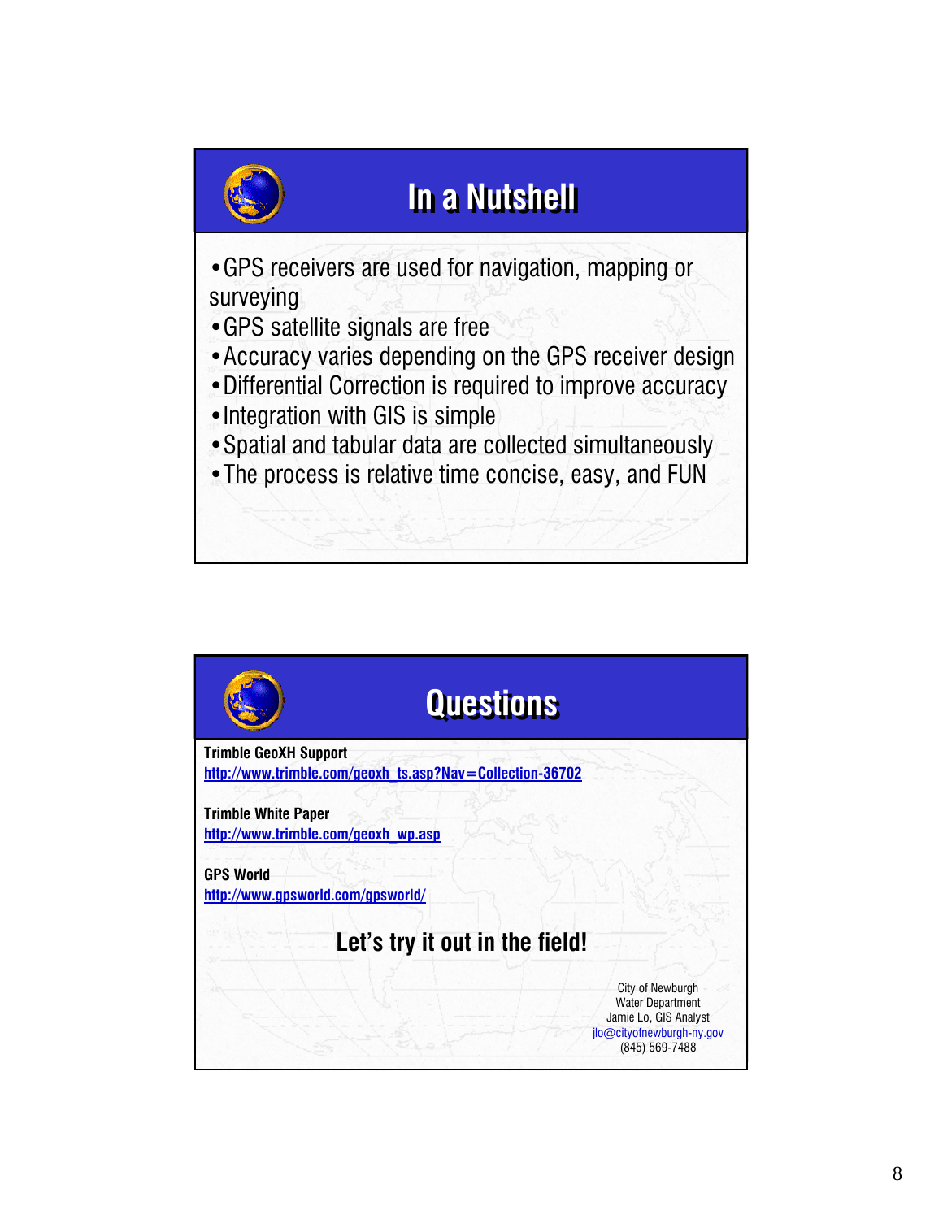## In a Nutshell

- GPS receivers are used for navigation, mapping or surveying
- GPS satellite signals are free
- Accuracy varies depending on the GPS receiver design
- Differential Correction is required to improve accuracy
- Integration with GIS is simple
- Spatial and tabular data are collected simultaneously
- The process is relative time concise, easy, and FUN

## Questions

**Trimble GeoXH Support**
http://www.trimble.com/geoxh_ts.asp?Nav=Collection-36702

**Trimble White Paper**
http://www.trimble.com/geoxh_wp.asp

**GPS World**
http://www.gpsworld.com/gpsworld/

**Let's try it out in the field!**

City of Newburgh
Water Department
Jamie Lo, GIS Analyst
jlo@cityofnewburgh-ny.gov
(845) 569-7488